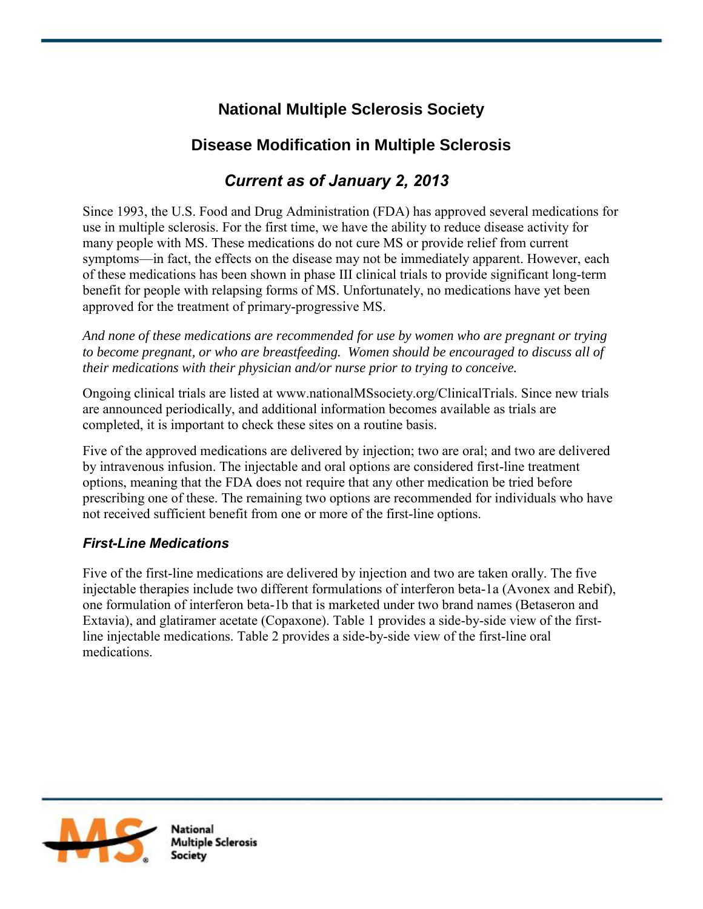# National Multiple Sclerosis Society

## Disease Modification in Multiple Sclerosis

### *Current as of January 2, 2013*

Since 1993, the U.S. Food and Drug Administration (FDA) has approved several medications for use in multiple sclerosis. For the first time, we have the ability to reduce disease activity for many people with MS. These medications do not cure MS or provide relief from current symptoms—in fact, the effects on the disease may not be immediately apparent. However, each of these medications has been shown in phase III clinical trials to provide significant long-term benefit for people with relapsing forms of MS. Unfortunately, no medications have yet been approved for the treatment of primary-progressive MS.

*And none of these medications are recommended for use by women who are pregnant or trying to become pregnant, or who are breastfeeding. Women should be encouraged to discuss all of their medications with their physician and/or nurse prior to trying to conceive.*

Ongoing clinical trials are listed at www.nationalMSsociety.org/ClinicalTrials. Since new trials are announced periodically, and additional information becomes available as trials are completed, it is important to check these sites on a routine basis.

Five of the approved medications are delivered by injection; two are oral; and two are delivered by intravenous infusion. The injectable and oral options are considered first-line treatment options, meaning that the FDA does not require that any other medication be tried before prescribing one of these. The remaining two options are recommended for individuals who have not received sufficient benefit from one or more of the first-line options.

### *First-Line Medications*

Five of the first-line medications are delivered by injection and two are taken orally. The five injectable therapies include two different formulations of interferon beta-1a (Avonex and Rebif), one formulation of interferon beta-1b that is marketed under two brand names (Betaseron and Extavia), and glatiramer acetate (Copaxone). Table 1 provides a side-by-side view of the first-line injectable medications. Table 2 provides a side-by-side view of the first-line oral medications.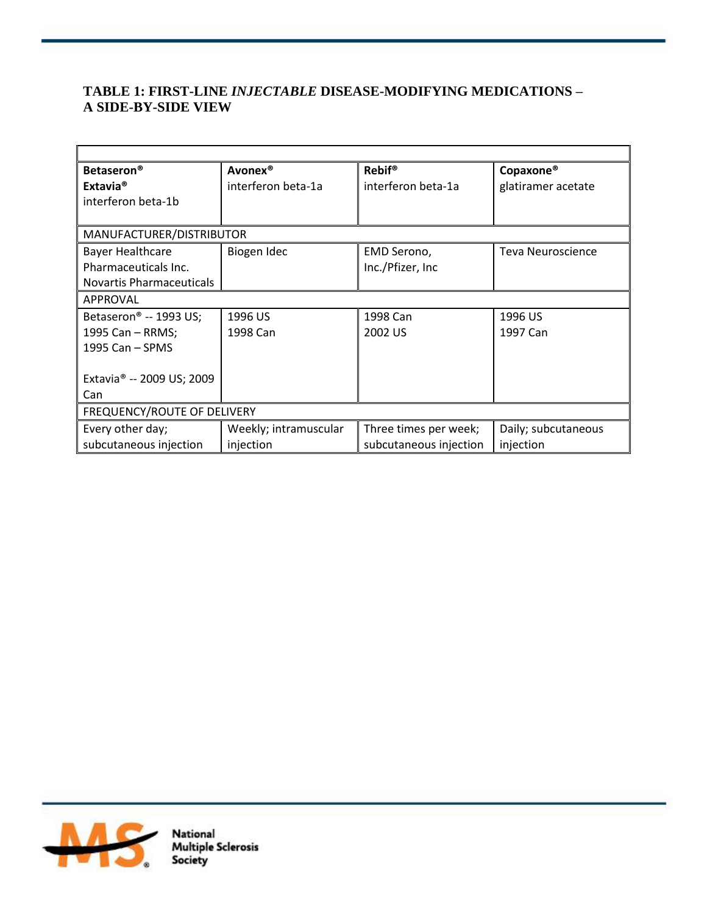## TABLE 1: FIRST-LINE *INJECTABLE* DISEASE-MODIFYING MEDICATIONS – A SIDE-BY-SIDE VIEW

| **Betaseron®** **Extavia®** interferon beta-1b | **Avonex®** interferon beta-1a | **Rebif®** interferon beta-1a | **Copaxone®** glatiramer acetate |
|---|---|---|---|
| MANUFACTURER/DISTRIBUTOR | | | |
| Bayer Healthcare Pharmaceuticals Inc. Novartis Pharmaceuticals | Biogen Idec | EMD Serono, Inc./Pfizer, Inc | Teva Neuroscience |
| APPROVAL | | | |
| Betaseron® -- 1993 US; 1995 Can – RRMS; 1995 Can – SPMS<br><br>Extavia® -- 2009 US; 2009 Can | 1996 US<br>1998 Can | 1998 Can<br>2002 US | 1996 US<br>1997 Can |
| FREQUENCY/ROUTE OF DELIVERY | | | |
| Every other day; subcutaneous injection | Weekly; intramuscular injection | Three times per week; subcutaneous injection | Daily; subcutaneous injection |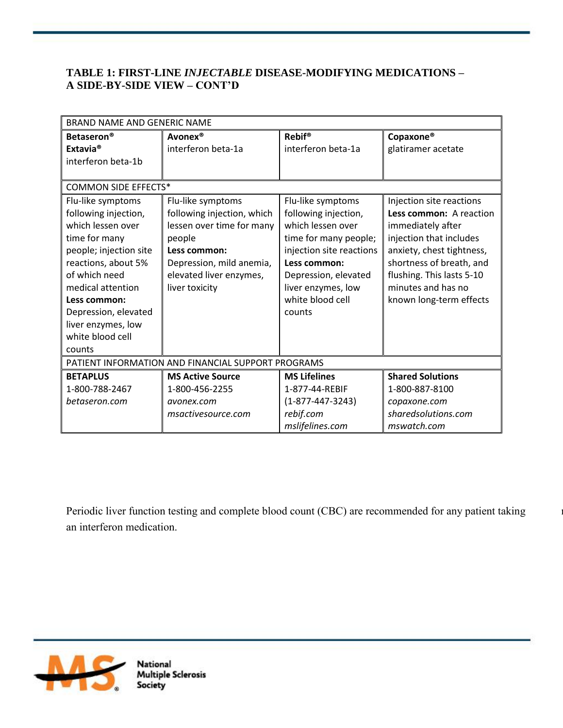### TABLE 1: FIRST-LINE *INJECTABLE* DISEASE-MODIFYING MEDICATIONS – A SIDE-BY-SIDE VIEW – CONT'D

| BRAND NAME AND GENERIC NAME | | | |
|---|---|---|---|
| **Betaseron®**<br>**Extavia®**<br>interferon beta-1b | **Avonex®**<br>interferon beta-1a | **Rebif®**<br>interferon beta-1a | **Copaxone®**<br>glatiramer acetate |
| COMMON SIDE EFFECTS* | | | |
| Flu-like symptoms following injection, which lessen over time for many people; injection site reactions, about 5% of which need medical attention<br>**Less common:** Depression, elevated liver enzymes, low white blood cell counts | Flu-like symptoms following injection, which lessen over time for many people<br>**Less common:** Depression, mild anemia, elevated liver enzymes, liver toxicity | Flu-like symptoms following injection, which lessen over time for many people; injection site reactions<br>**Less common:** Depression, elevated liver enzymes, low white blood cell counts | Injection site reactions<br>**Less common:** A reaction immediately after injection that includes anxiety, chest tightness, shortness of breath, and flushing. This lasts 5-10 minutes and has no known long-term effects |
| PATIENT INFORMATION AND FINANCIAL SUPPORT PROGRAMS | | | |
| **BETAPLUS**<br>1-800-788-2467<br>*betaseron.com* | **MS Active Source**<br>1-800-456-2255<br>*avonex.com*<br>*msactivesource.com* | **MS Lifelines**<br>1-877-44-REBIF<br>(1-877-447-3243)<br>*rebif.com*<br>*mslifelines.com* | **Shared Solutions**<br>1-800-887-8100<br>*copaxone.com*<br>*sharedsolutions.com*<br>*mswatch.com* |

Periodic liver function testing and complete blood count (CBC) are recommended for any patient taking an interferon medication.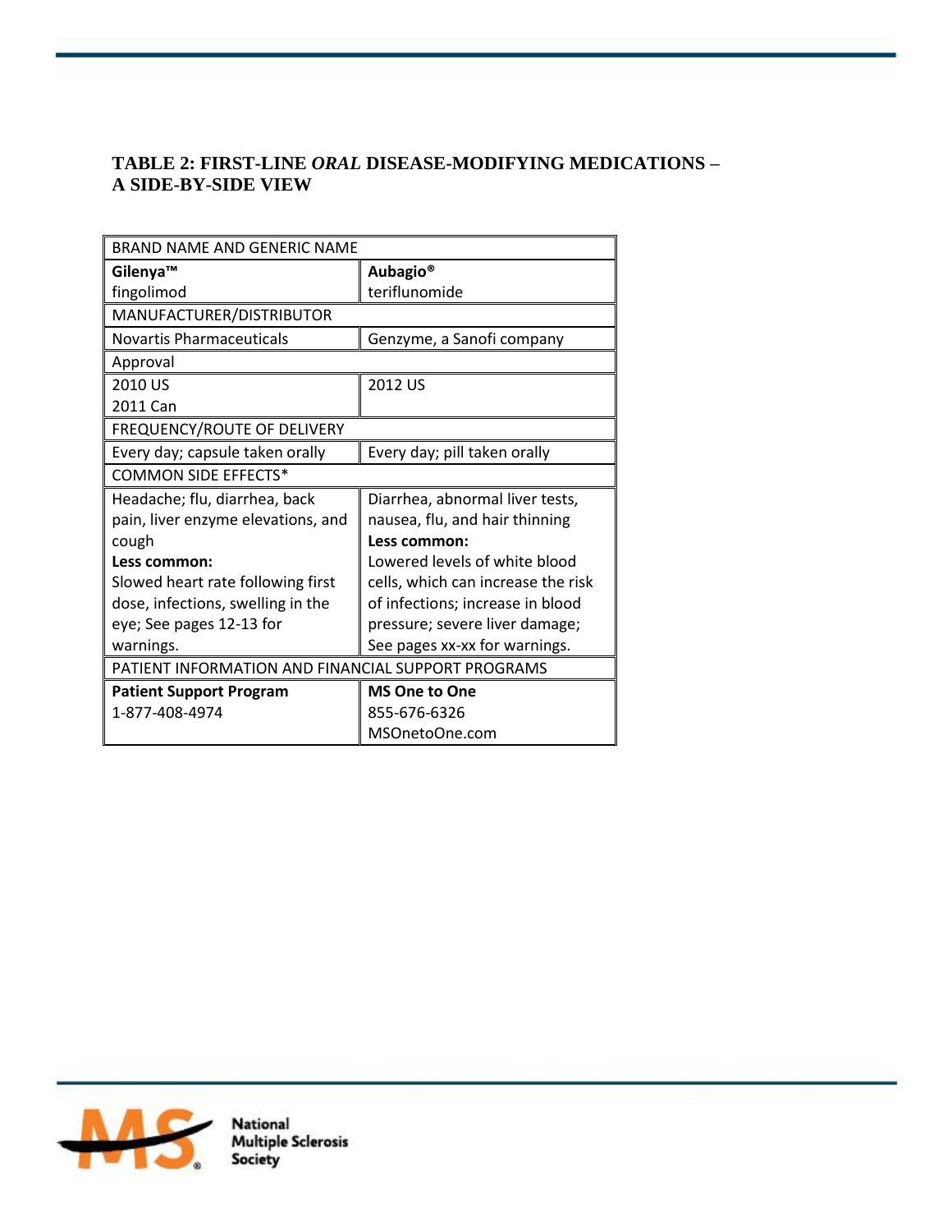## TABLE 2: FIRST-LINE *ORAL* DISEASE-MODIFYING MEDICATIONS – A SIDE-BY-SIDE VIEW

| BRAND NAME AND GENERIC NAME | |
|---|---|
| **Gilenya™**<br>fingolimod | **Aubagio®**<br>teriflunomide |
| MANUFACTURER/DISTRIBUTOR | |
| Novartis Pharmaceuticals | Genzyme, a Sanofi company |
| Approval | |
| 2010 US<br>2011 Can | 2012 US |
| FREQUENCY/ROUTE OF DELIVERY | |
| Every day; capsule taken orally | Every day; pill taken orally |
| COMMON SIDE EFFECTS* | |
| Headache; flu, diarrhea, back pain, liver enzyme elevations, and cough<br>**Less common:**<br>Slowed heart rate following first dose, infections, swelling in the eye; See pages 12-13 for warnings. | Diarrhea, abnormal liver tests, nausea, flu, and hair thinning<br>**Less common:**<br>Lowered levels of white blood cells, which can increase the risk of infections; increase in blood pressure; severe liver damage; See pages xx-xx for warnings. |
| PATIENT INFORMATION AND FINANCIAL SUPPORT PROGRAMS | |
| **Patient Support Program**<br>1-877-408-4974 | **MS One to One**<br>855-676-6326<br>MSOnetoOne.com |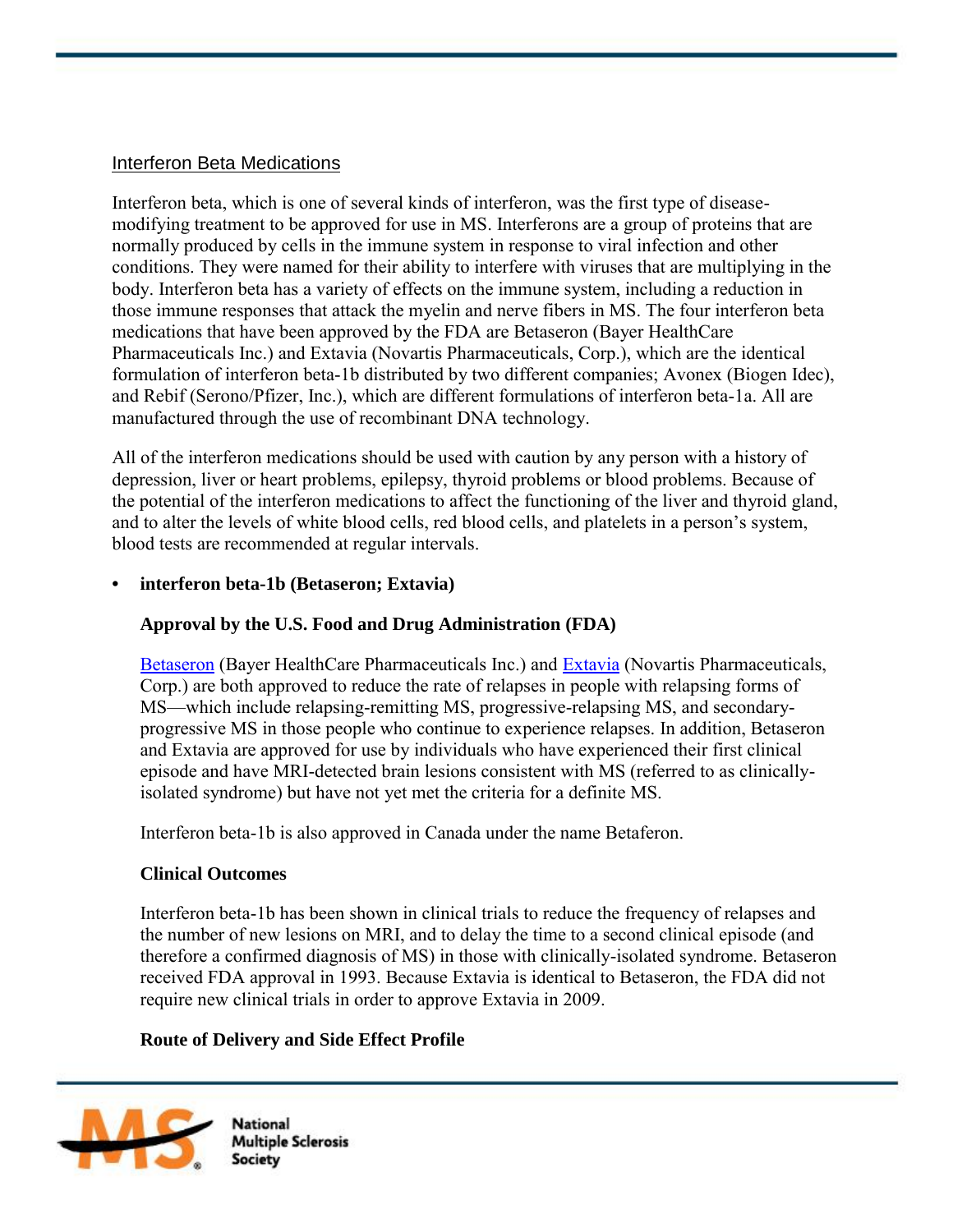## Interferon Beta Medications

Interferon beta, which is one of several kinds of interferon, was the first type of disease-modifying treatment to be approved for use in MS. Interferons are a group of proteins that are normally produced by cells in the immune system in response to viral infection and other conditions. They were named for their ability to interfere with viruses that are multiplying in the body. Interferon beta has a variety of effects on the immune system, including a reduction in those immune responses that attack the myelin and nerve fibers in MS. The four interferon beta medications that have been approved by the FDA are Betaseron (Bayer HealthCare Pharmaceuticals Inc.) and Extavia (Novartis Pharmaceuticals, Corp.), which are the identical formulation of interferon beta-1b distributed by two different companies; Avonex (Biogen Idec), and Rebif (Serono/Pfizer, Inc.), which are different formulations of interferon beta-1a. All are manufactured through the use of recombinant DNA technology.

All of the interferon medications should be used with caution by any person with a history of depression, liver or heart problems, epilepsy, thyroid problems or blood problems. Because of the potential of the interferon medications to affect the functioning of the liver and thyroid gland, and to alter the levels of white blood cells, red blood cells, and platelets in a person's system, blood tests are recommended at regular intervals.

- **interferon beta-1b (Betaseron; Extavia)**

### Approval by the U.S. Food and Drug Administration (FDA)

Betaseron (Bayer HealthCare Pharmaceuticals Inc.) and Extavia (Novartis Pharmaceuticals, Corp.) are both approved to reduce the rate of relapses in people with relapsing forms of MS—which include relapsing-remitting MS, progressive-relapsing MS, and secondary-progressive MS in those people who continue to experience relapses. In addition, Betaseron and Extavia are approved for use by individuals who have experienced their first clinical episode and have MRI-detected brain lesions consistent with MS (referred to as clinically-isolated syndrome) but have not yet met the criteria for a definite MS.

Interferon beta-1b is also approved in Canada under the name Betaferon.

### Clinical Outcomes

Interferon beta-1b has been shown in clinical trials to reduce the frequency of relapses and the number of new lesions on MRI, and to delay the time to a second clinical episode (and therefore a confirmed diagnosis of MS) in those with clinically-isolated syndrome. Betaseron received FDA approval in 1993. Because Extavia is identical to Betaseron, the FDA did not require new clinical trials in order to approve Extavia in 2009.

### Route of Delivery and Side Effect Profile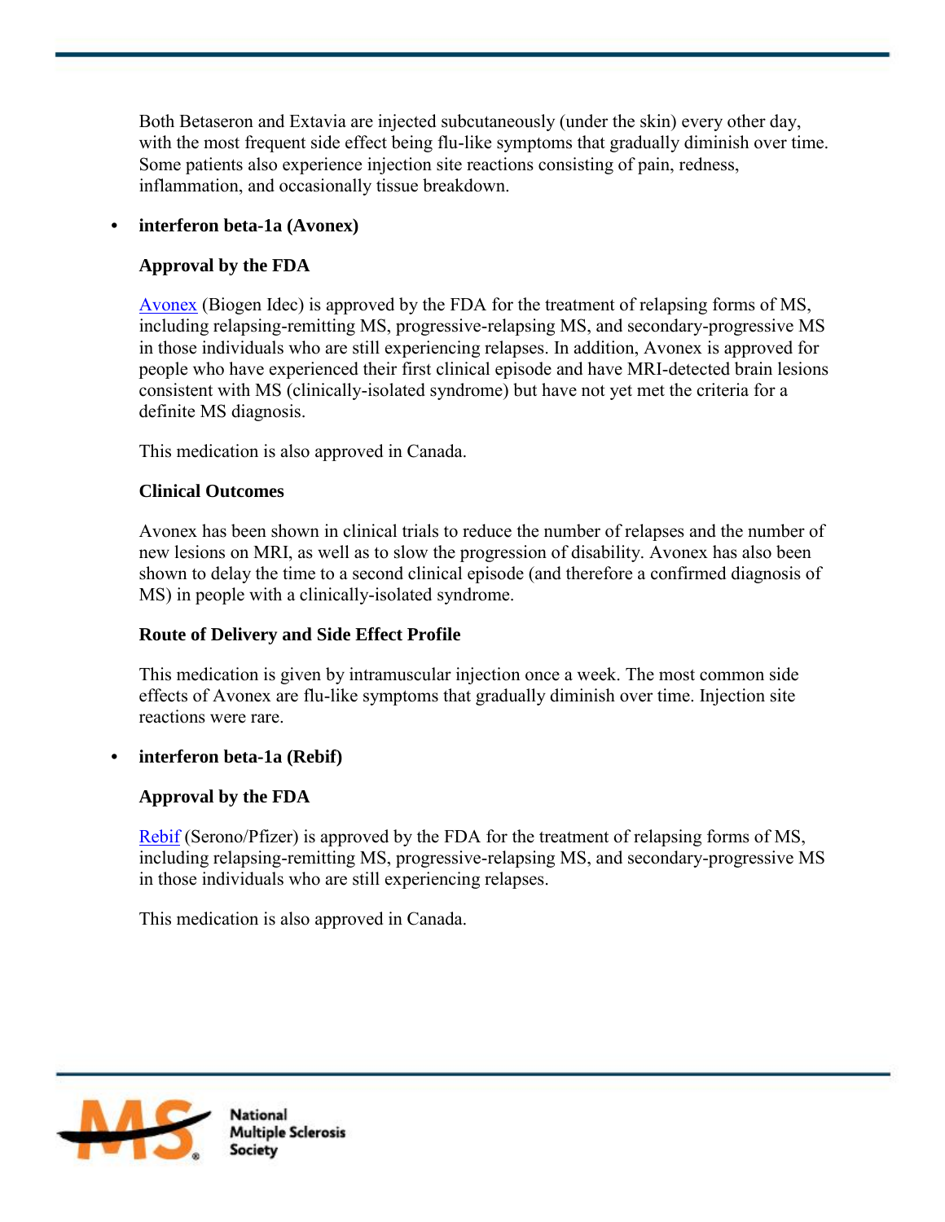Both Betaseron and Extavia are injected subcutaneously (under the skin) every other day, with the most frequent side effect being flu-like symptoms that gradually diminish over time. Some patients also experience injection site reactions consisting of pain, redness, inflammation, and occasionally tissue breakdown.

- **interferon beta-1a (Avonex)**

  **Approval by the FDA**

  Avonex (Biogen Idec) is approved by the FDA for the treatment of relapsing forms of MS, including relapsing-remitting MS, progressive-relapsing MS, and secondary-progressive MS in those individuals who are still experiencing relapses. In addition, Avonex is approved for people who have experienced their first clinical episode and have MRI-detected brain lesions consistent with MS (clinically-isolated syndrome) but have not yet met the criteria for a definite MS diagnosis.

  This medication is also approved in Canada.

  **Clinical Outcomes**

  Avonex has been shown in clinical trials to reduce the number of relapses and the number of new lesions on MRI, as well as to slow the progression of disability. Avonex has also been shown to delay the time to a second clinical episode (and therefore a confirmed diagnosis of MS) in people with a clinically-isolated syndrome.

  **Route of Delivery and Side Effect Profile**

  This medication is given by intramuscular injection once a week. The most common side effects of Avonex are flu-like symptoms that gradually diminish over time. Injection site reactions were rare.

- **interferon beta-1a (Rebif)**

  **Approval by the FDA**

  Rebif (Serono/Pfizer) is approved by the FDA for the treatment of relapsing forms of MS, including relapsing-remitting MS, progressive-relapsing MS, and secondary-progressive MS in those individuals who are still experiencing relapses.

  This medication is also approved in Canada.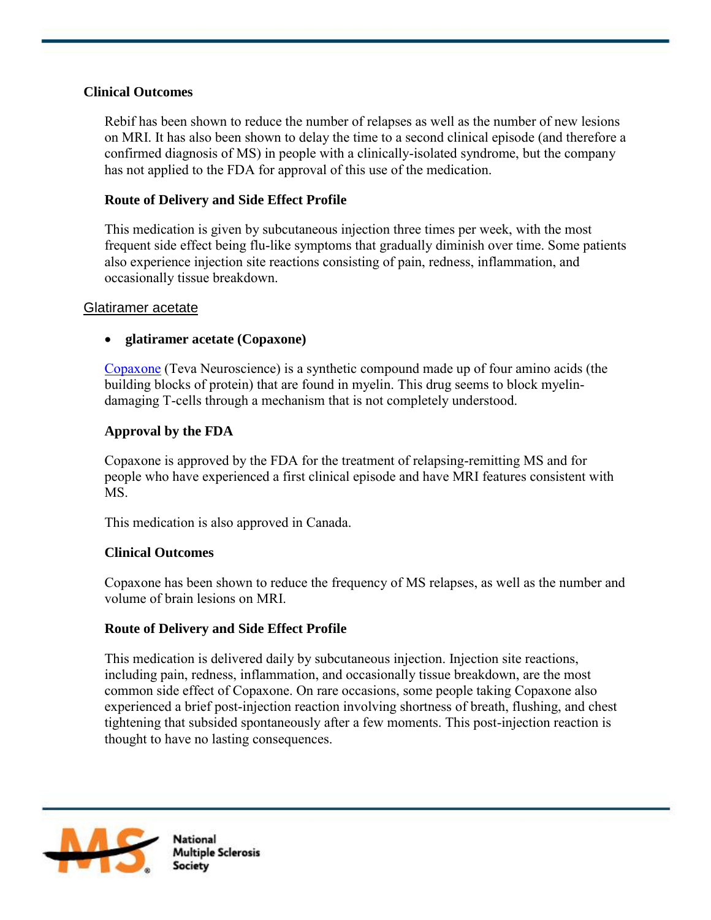#### Clinical Outcomes

Rebif has been shown to reduce the number of relapses as well as the number of new lesions on MRI. It has also been shown to delay the time to a second clinical episode (and therefore a confirmed diagnosis of MS) in people with a clinically-isolated syndrome, but the company has not applied to the FDA for approval of this use of the medication.

#### Route of Delivery and Side Effect Profile

This medication is given by subcutaneous injection three times per week, with the most frequent side effect being flu-like symptoms that gradually diminish over time. Some patients also experience injection site reactions consisting of pain, redness, inflammation, and occasionally tissue breakdown.

### Glatiramer acetate

- **glatiramer acetate (Copaxone)**

Copaxone (Teva Neuroscience) is a synthetic compound made up of four amino acids (the building blocks of protein) that are found in myelin. This drug seems to block myelin-damaging T-cells through a mechanism that is not completely understood.

#### Approval by the FDA

Copaxone is approved by the FDA for the treatment of relapsing-remitting MS and for people who have experienced a first clinical episode and have MRI features consistent with MS.

This medication is also approved in Canada.

#### Clinical Outcomes

Copaxone has been shown to reduce the frequency of MS relapses, as well as the number and volume of brain lesions on MRI.

#### Route of Delivery and Side Effect Profile

This medication is delivered daily by subcutaneous injection. Injection site reactions, including pain, redness, inflammation, and occasionally tissue breakdown, are the most common side effect of Copaxone. On rare occasions, some people taking Copaxone also experienced a brief post-injection reaction involving shortness of breath, flushing, and chest tightening that subsided spontaneously after a few moments. This post-injection reaction is thought to have no lasting consequences.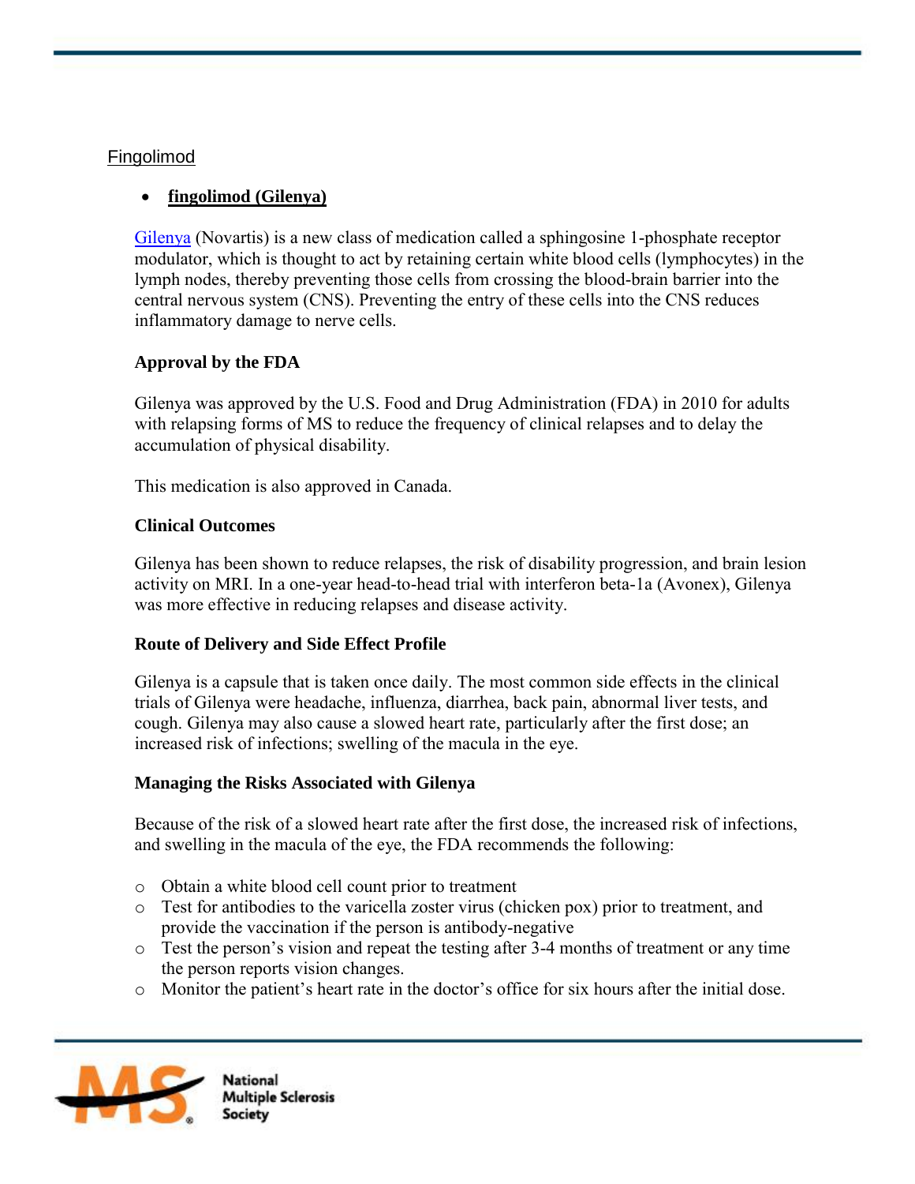Fingolimod

- **fingolimod (Gilenya)**

Gilenya (Novartis) is a new class of medication called a sphingosine 1-phosphate receptor modulator, which is thought to act by retaining certain white blood cells (lymphocytes) in the lymph nodes, thereby preventing those cells from crossing the blood-brain barrier into the central nervous system (CNS). Preventing the entry of these cells into the CNS reduces inflammatory damage to nerve cells.

**Approval by the FDA**

Gilenya was approved by the U.S. Food and Drug Administration (FDA) in 2010 for adults with relapsing forms of MS to reduce the frequency of clinical relapses and to delay the accumulation of physical disability.

This medication is also approved in Canada.

**Clinical Outcomes**

Gilenya has been shown to reduce relapses, the risk of disability progression, and brain lesion activity on MRI. In a one-year head-to-head trial with interferon beta-1a (Avonex), Gilenya was more effective in reducing relapses and disease activity.

**Route of Delivery and Side Effect Profile**

Gilenya is a capsule that is taken once daily. The most common side effects in the clinical trials of Gilenya were headache, influenza, diarrhea, back pain, abnormal liver tests, and cough. Gilenya may also cause a slowed heart rate, particularly after the first dose; an increased risk of infections; swelling of the macula in the eye.

**Managing the Risks Associated with Gilenya**

Because of the risk of a slowed heart rate after the first dose, the increased risk of infections, and swelling in the macula of the eye, the FDA recommends the following:

- Obtain a white blood cell count prior to treatment
- Test for antibodies to the varicella zoster virus (chicken pox) prior to treatment, and provide the vaccination if the person is antibody-negative
- Test the person's vision and repeat the testing after 3-4 months of treatment or any time the person reports vision changes.
- Monitor the patient's heart rate in the doctor's office for six hours after the initial dose.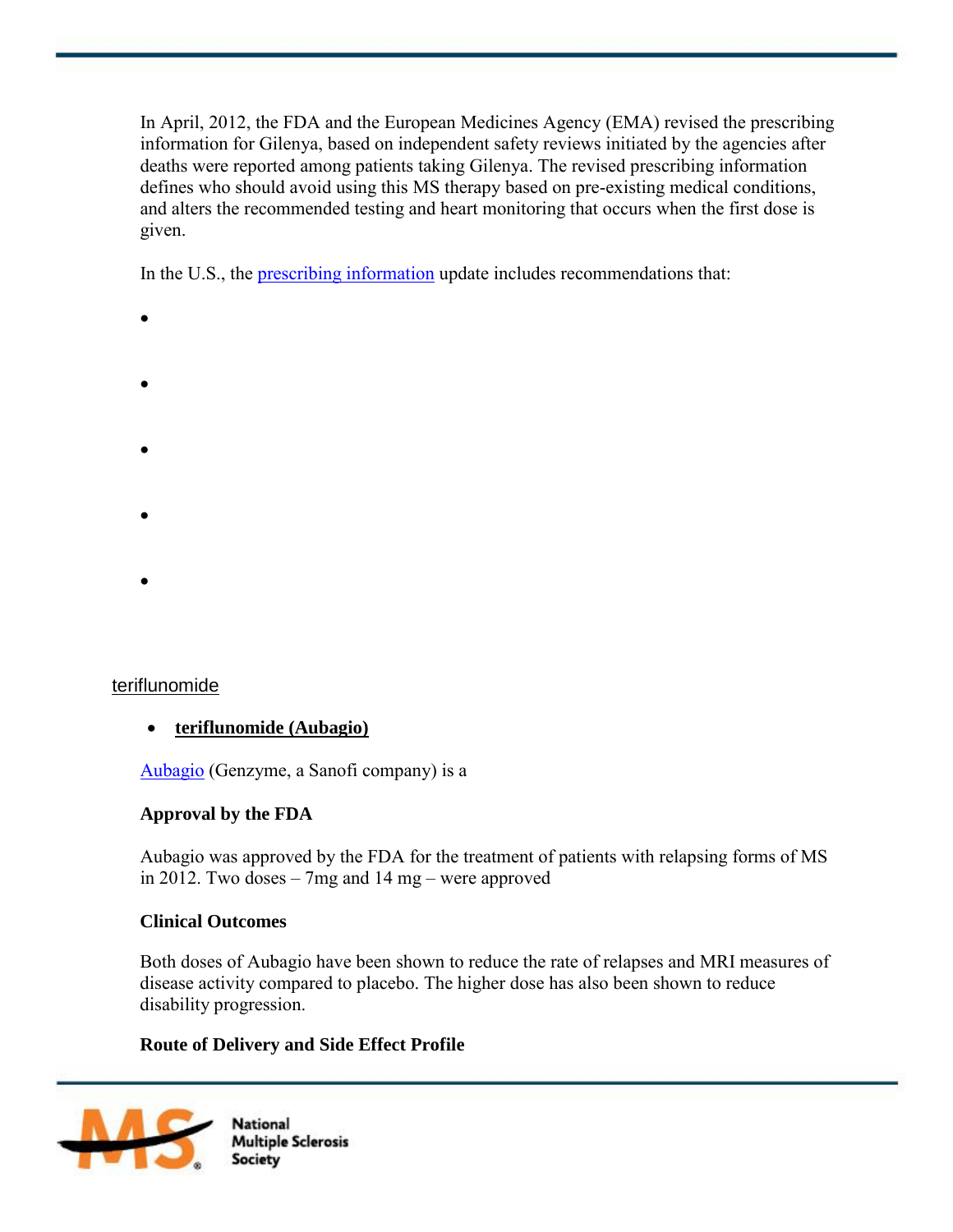In April, 2012, the FDA and the European Medicines Agency (EMA) revised the prescribing information for Gilenya, based on independent safety reviews initiated by the agencies after deaths were reported among patients taking Gilenya. The revised prescribing information defines who should avoid using this MS therapy based on pre-existing medical conditions, and alters the recommended testing and heart monitoring that occurs when the first dose is given.

In the U.S., the prescribing information update includes recommendations that:

- 
- 
- 
- 
- 

teriflunomide

- **teriflunomide (Aubagio)**

Aubagio (Genzyme, a Sanofi company) is a

**Approval by the FDA**

Aubagio was approved by the FDA for the treatment of patients with relapsing forms of MS in 2012. Two doses – 7mg and 14 mg – were approved

**Clinical Outcomes**

Both doses of Aubagio have been shown to reduce the rate of relapses and MRI measures of disease activity compared to placebo. The higher dose has also been shown to reduce disability progression.

**Route of Delivery and Side Effect Profile**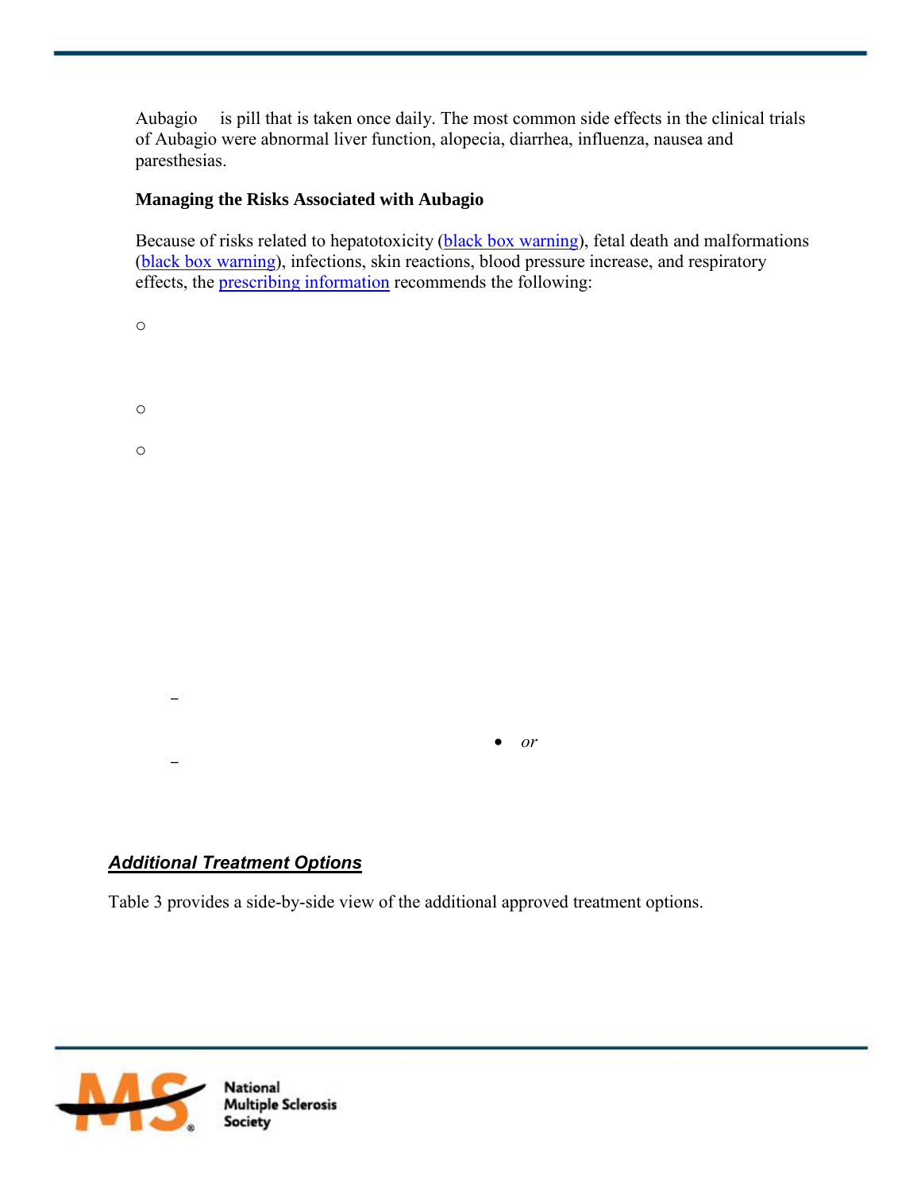Aubagio is pill that is taken once daily. The most common side effects in the clinical trials of Aubagio were abnormal liver function, alopecia, diarrhea, influenza, nausea and paresthesias.

**Managing the Risks Associated with Aubagio**

Because of risks related to hepatotoxicity (black box warning), fetal death and malformations (black box warning), infections, skin reactions, blood pressure increase, and respiratory effects, the prescribing information recommends the following:

- 
- 
- 

*or*

## ***Additional Treatment Options***

Table 3 provides a side-by-side view of the additional approved treatment options.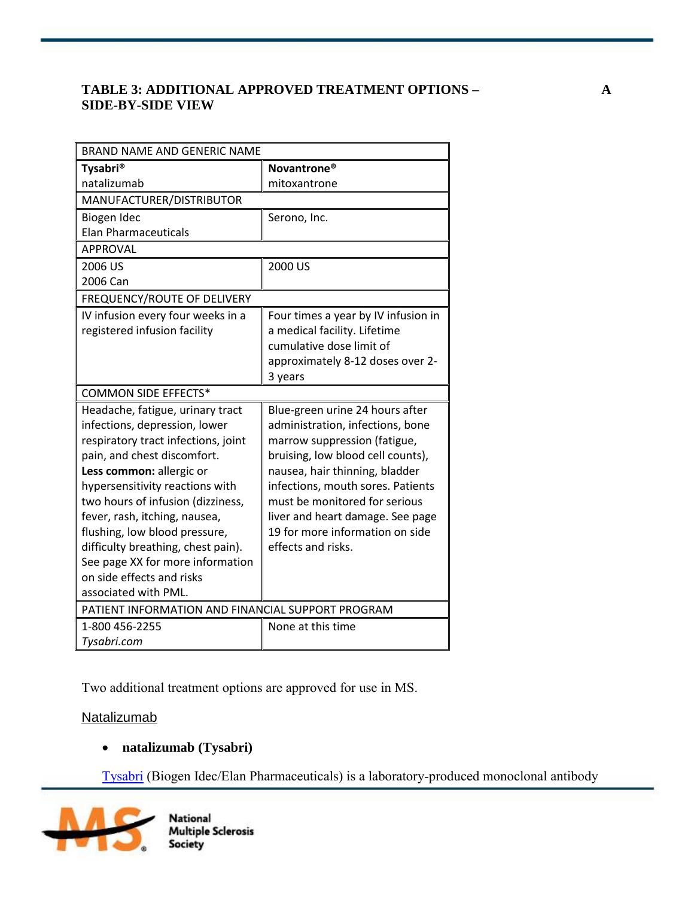### TABLE 3: ADDITIONAL APPROVED TREATMENT OPTIONS – A SIDE-BY-SIDE VIEW

| BRAND NAME AND GENERIC NAME | |
|---|---|
| **Tysabri®** natalizumab | **Novantrone®** mitoxantrone |
| MANUFACTURER/DISTRIBUTOR | |
| Biogen Idec Elan Pharmaceuticals | Serono, Inc. |
| APPROVAL | |
| 2006 US 2006 Can | 2000 US |
| FREQUENCY/ROUTE OF DELIVERY | |
| IV infusion every four weeks in a registered infusion facility | Four times a year by IV infusion in a medical facility. Lifetime cumulative dose limit of approximately 8-12 doses over 2-3 years |
| COMMON SIDE EFFECTS* | |
| Headache, fatigue, urinary tract infections, depression, lower respiratory tract infections, joint pain, and chest discomfort. **Less common:** allergic or hypersensitivity reactions with two hours of infusion (dizziness, fever, rash, itching, nausea, flushing, low blood pressure, difficulty breathing, chest pain). See page XX for more information on side effects and risks associated with PML. | Blue-green urine 24 hours after administration, infections, bone marrow suppression (fatigue, bruising, low blood cell counts), nausea, hair thinning, bladder infections, mouth sores. Patients must be monitored for serious liver and heart damage. See page 19 for more information on side effects and risks. |
| PATIENT INFORMATION AND FINANCIAL SUPPORT PROGRAM | |
| 1-800 456-2255 *Tysabri.com* | None at this time |

Two additional treatment options are approved for use in MS.

## Natalizumab

- **natalizumab (Tysabri)**

Tysabri (Biogen Idec/Elan Pharmaceuticals) is a laboratory-produced monoclonal antibody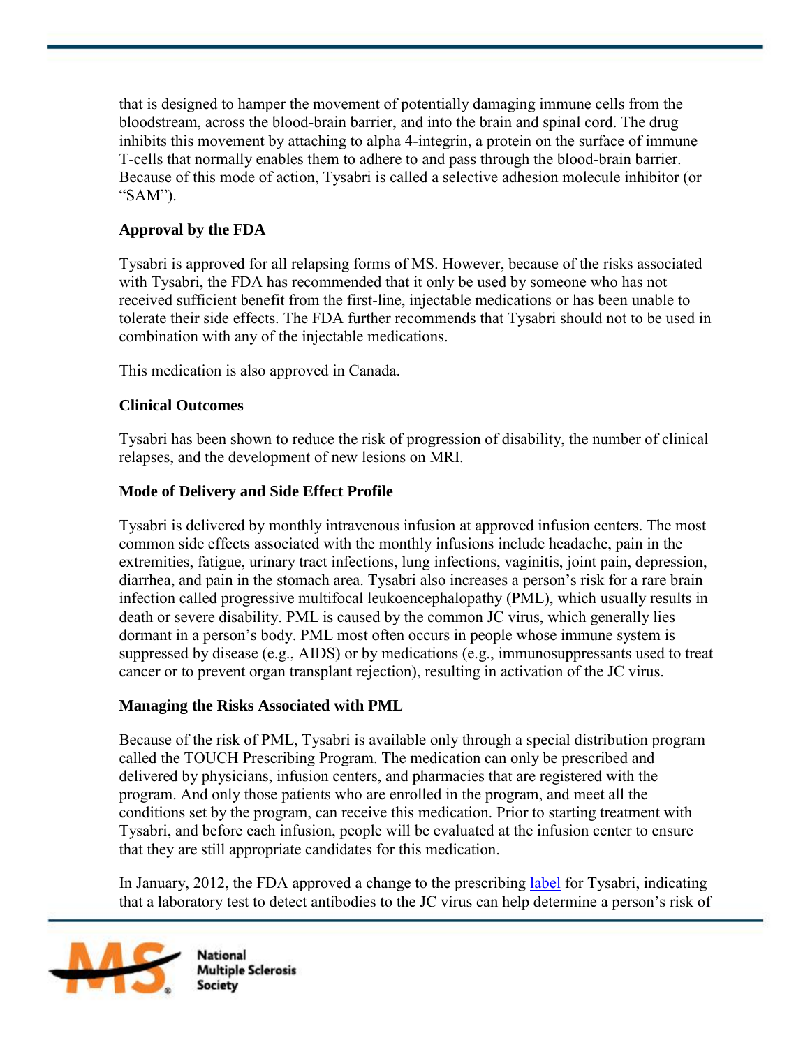that is designed to hamper the movement of potentially damaging immune cells from the bloodstream, across the blood-brain barrier, and into the brain and spinal cord. The drug inhibits this movement by attaching to alpha 4-integrin, a protein on the surface of immune T-cells that normally enables them to adhere to and pass through the blood-brain barrier. Because of this mode of action, Tysabri is called a selective adhesion molecule inhibitor (or "SAM").

**Approval by the FDA**

Tysabri is approved for all relapsing forms of MS. However, because of the risks associated with Tysabri, the FDA has recommended that it only be used by someone who has not received sufficient benefit from the first-line, injectable medications or has been unable to tolerate their side effects. The FDA further recommends that Tysabri should not to be used in combination with any of the injectable medications.

This medication is also approved in Canada.

**Clinical Outcomes**

Tysabri has been shown to reduce the risk of progression of disability, the number of clinical relapses, and the development of new lesions on MRI.

**Mode of Delivery and Side Effect Profile**

Tysabri is delivered by monthly intravenous infusion at approved infusion centers. The most common side effects associated with the monthly infusions include headache, pain in the extremities, fatigue, urinary tract infections, lung infections, vaginitis, joint pain, depression, diarrhea, and pain in the stomach area. Tysabri also increases a person's risk for a rare brain infection called progressive multifocal leukoencephalopathy (PML), which usually results in death or severe disability. PML is caused by the common JC virus, which generally lies dormant in a person's body. PML most often occurs in people whose immune system is suppressed by disease (e.g., AIDS) or by medications (e.g., immunosuppressants used to treat cancer or to prevent organ transplant rejection), resulting in activation of the JC virus.

**Managing the Risks Associated with PML**

Because of the risk of PML, Tysabri is available only through a special distribution program called the TOUCH Prescribing Program. The medication can only be prescribed and delivered by physicians, infusion centers, and pharmacies that are registered with the program. And only those patients who are enrolled in the program, and meet all the conditions set by the program, can receive this medication. Prior to starting treatment with Tysabri, and before each infusion, people will be evaluated at the infusion center to ensure that they are still appropriate candidates for this medication.

In January, 2012, the FDA approved a change to the prescribing label for Tysabri, indicating that a laboratory test to detect antibodies to the JC virus can help determine a person's risk of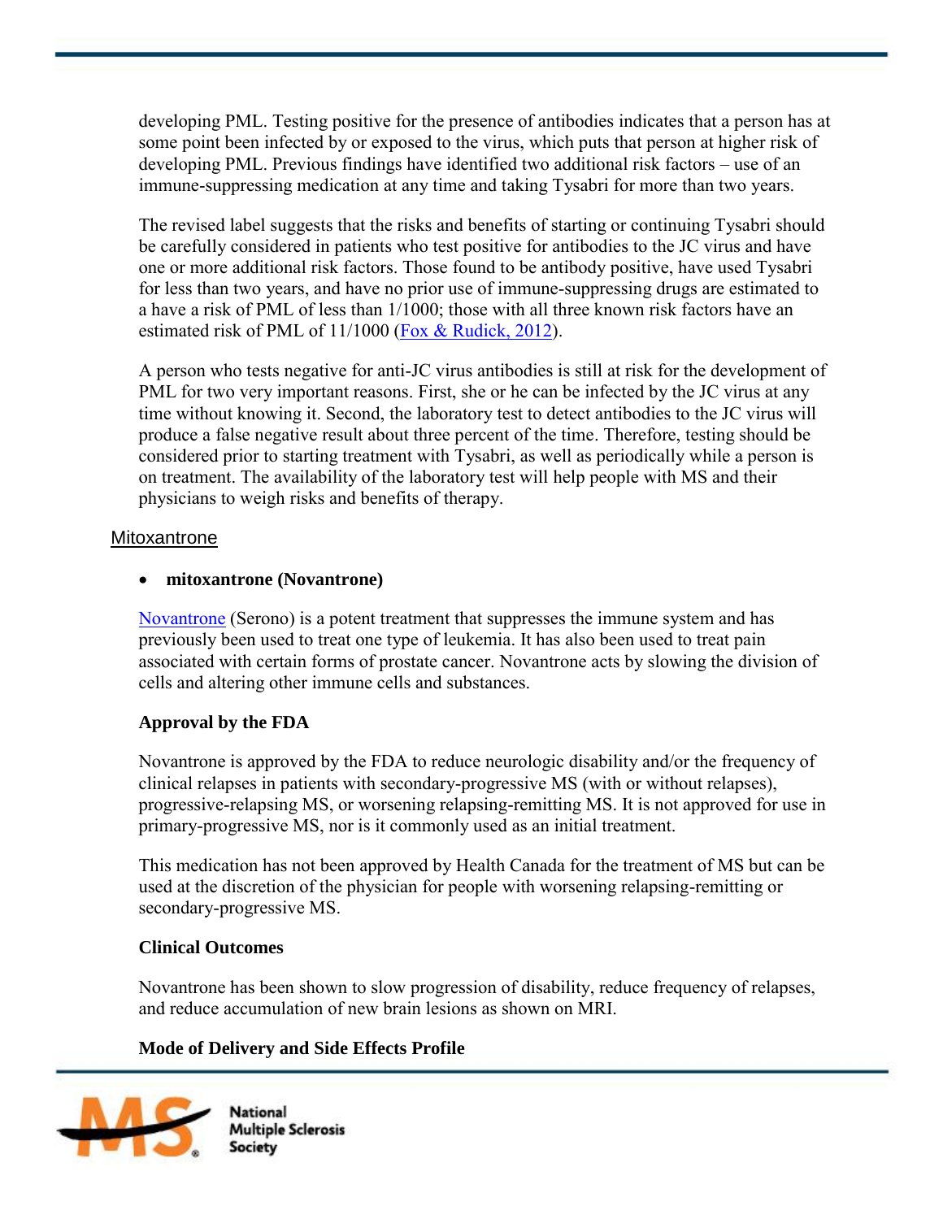developing PML. Testing positive for the presence of antibodies indicates that a person has at some point been infected by or exposed to the virus, which puts that person at higher risk of developing PML. Previous findings have identified two additional risk factors – use of an immune-suppressing medication at any time and taking Tysabri for more than two years.

The revised label suggests that the risks and benefits of starting or continuing Tysabri should be carefully considered in patients who test positive for antibodies to the JC virus and have one or more additional risk factors. Those found to be antibody positive, have used Tysabri for less than two years, and have no prior use of immune-suppressing drugs are estimated to a have a risk of PML of less than 1/1000; those with all three known risk factors have an estimated risk of PML of 11/1000 (Fox & Rudick, 2012).

A person who tests negative for anti-JC virus antibodies is still at risk for the development of PML for two very important reasons. First, she or he can be infected by the JC virus at any time without knowing it. Second, the laboratory test to detect antibodies to the JC virus will produce a false negative result about three percent of the time. Therefore, testing should be considered prior to starting treatment with Tysabri, as well as periodically while a person is on treatment. The availability of the laboratory test will help people with MS and their physicians to weigh risks and benefits of therapy.

## Mitoxantrone

- **mitoxantrone (Novantrone)**

Novantrone (Serono) is a potent treatment that suppresses the immune system and has previously been used to treat one type of leukemia. It has also been used to treat pain associated with certain forms of prostate cancer. Novantrone acts by slowing the division of cells and altering other immune cells and substances.

### Approval by the FDA

Novantrone is approved by the FDA to reduce neurologic disability and/or the frequency of clinical relapses in patients with secondary-progressive MS (with or without relapses), progressive-relapsing MS, or worsening relapsing-remitting MS. It is not approved for use in primary-progressive MS, nor is it commonly used as an initial treatment.

This medication has not been approved by Health Canada for the treatment of MS but can be used at the discretion of the physician for people with worsening relapsing-remitting or secondary-progressive MS.

### Clinical Outcomes

Novantrone has been shown to slow progression of disability, reduce frequency of relapses, and reduce accumulation of new brain lesions as shown on MRI.

### Mode of Delivery and Side Effects Profile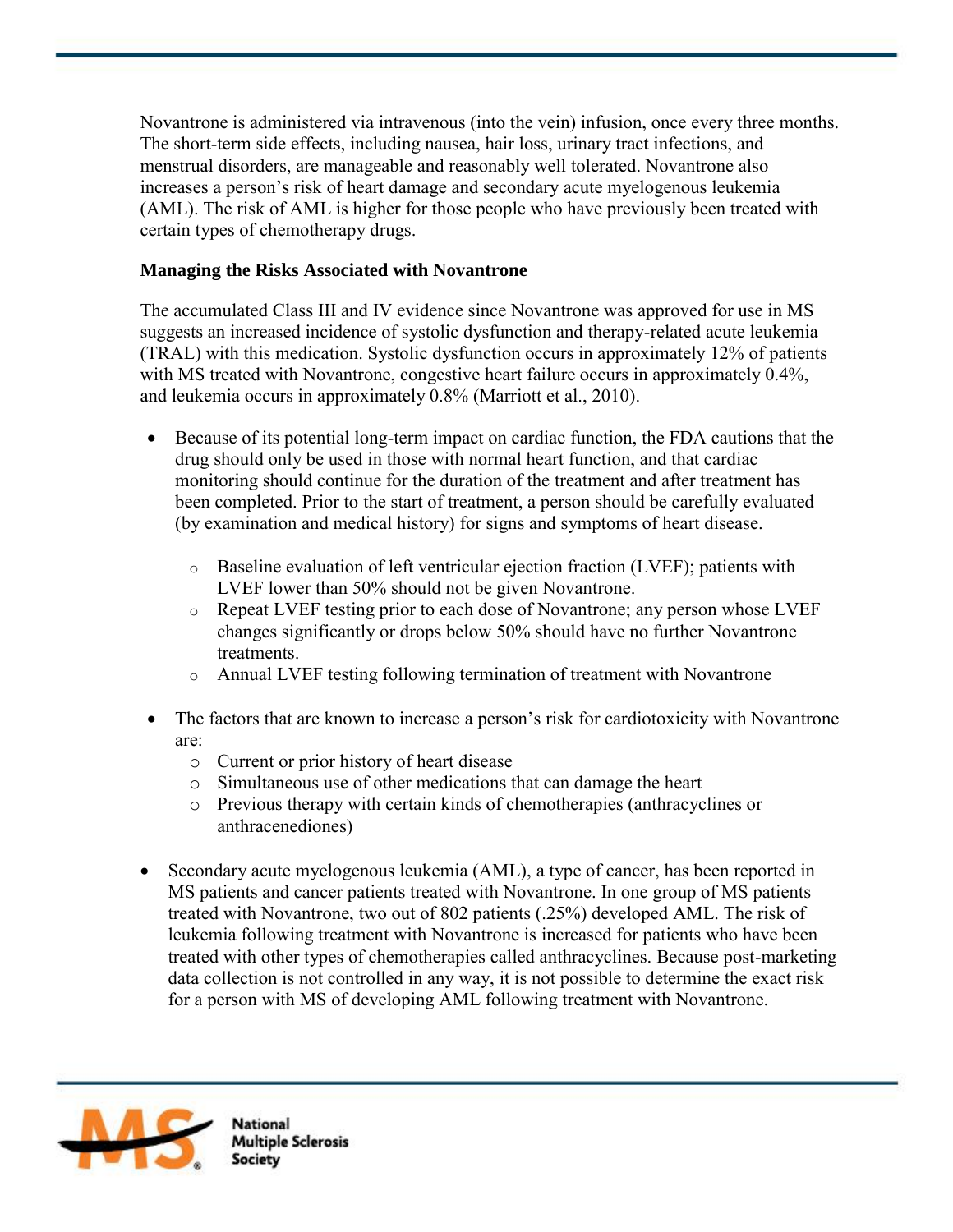Novantrone is administered via intravenous (into the vein) infusion, once every three months. The short-term side effects, including nausea, hair loss, urinary tract infections, and menstrual disorders, are manageable and reasonably well tolerated. Novantrone also increases a person's risk of heart damage and secondary acute myelogenous leukemia (AML). The risk of AML is higher for those people who have previously been treated with certain types of chemotherapy drugs.

**Managing the Risks Associated with Novantrone**

The accumulated Class III and IV evidence since Novantrone was approved for use in MS suggests an increased incidence of systolic dysfunction and therapy-related acute leukemia (TRAL) with this medication. Systolic dysfunction occurs in approximately 12% of patients with MS treated with Novantrone, congestive heart failure occurs in approximately 0.4%, and leukemia occurs in approximately 0.8% (Marriott et al., 2010).

- Because of its potential long-term impact on cardiac function, the FDA cautions that the drug should only be used in those with normal heart function, and that cardiac monitoring should continue for the duration of the treatment and after treatment has been completed. Prior to the start of treatment, a person should be carefully evaluated (by examination and medical history) for signs and symptoms of heart disease.
    - Baseline evaluation of left ventricular ejection fraction (LVEF); patients with LVEF lower than 50% should not be given Novantrone.
    - Repeat LVEF testing prior to each dose of Novantrone; any person whose LVEF changes significantly or drops below 50% should have no further Novantrone treatments.
    - Annual LVEF testing following termination of treatment with Novantrone
- The factors that are known to increase a person's risk for cardiotoxicity with Novantrone are:
    - Current or prior history of heart disease
    - Simultaneous use of other medications that can damage the heart
    - Previous therapy with certain kinds of chemotherapies (anthracyclines or anthracenediones)
- Secondary acute myelogenous leukemia (AML), a type of cancer, has been reported in MS patients and cancer patients treated with Novantrone. In one group of MS patients treated with Novantrone, two out of 802 patients (.25%) developed AML. The risk of leukemia following treatment with Novantrone is increased for patients who have been treated with other types of chemotherapies called anthracyclines. Because post-marketing data collection is not controlled in any way, it is not possible to determine the exact risk for a person with MS of developing AML following treatment with Novantrone.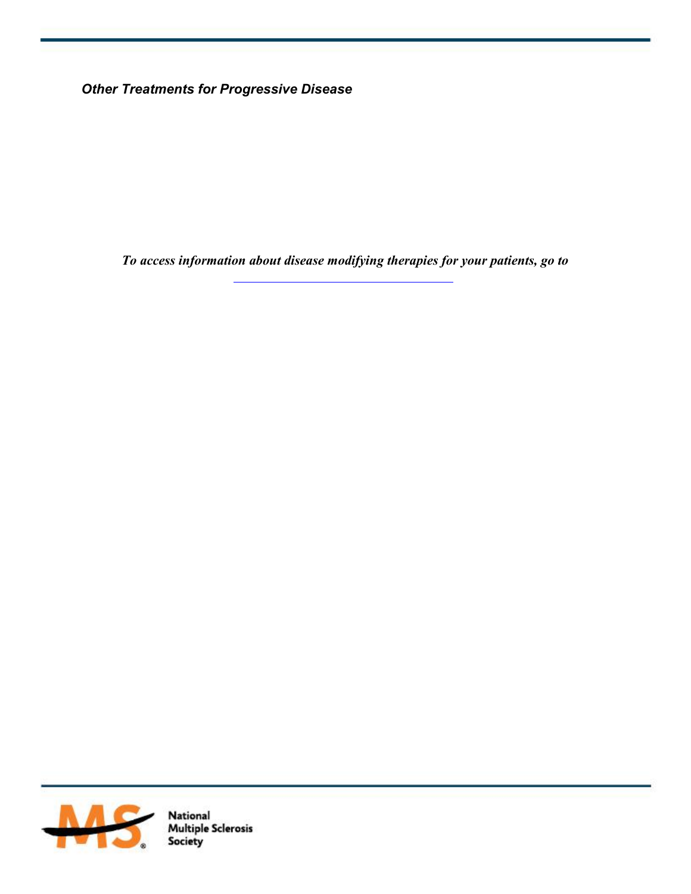***Other Treatments for Progressive Disease***

***To access information about disease modifying therapies for your patients, go to***

National Multiple Sclerosis Society